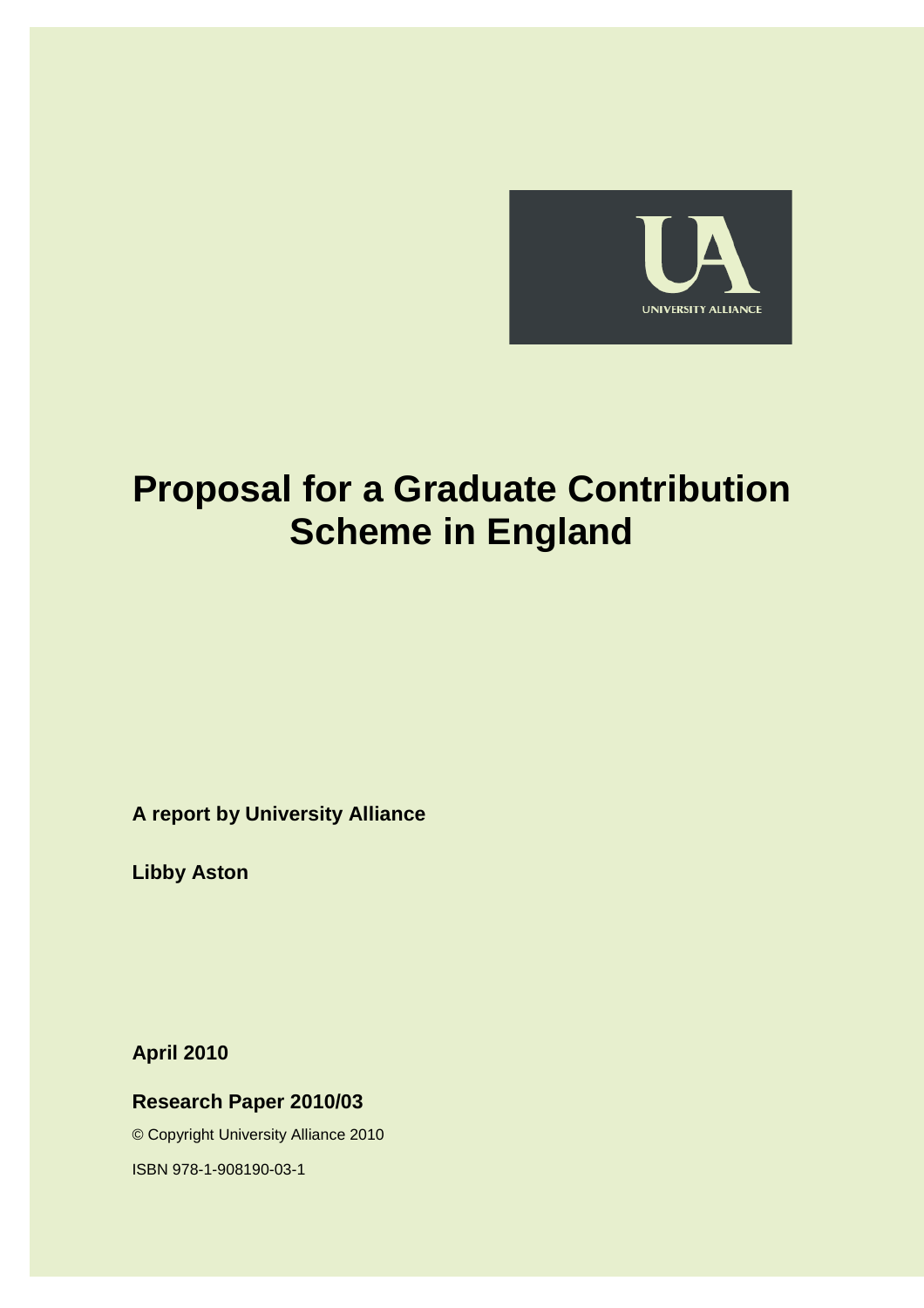# Proposal for a Graduate Contribution Scheme in England

**A report by University Alliance**

**Libby Aston**

**April 2010**

**Research Paper 2010/03**

© Copyright University Alliance 2010

ISBN 978-1-908190-03-1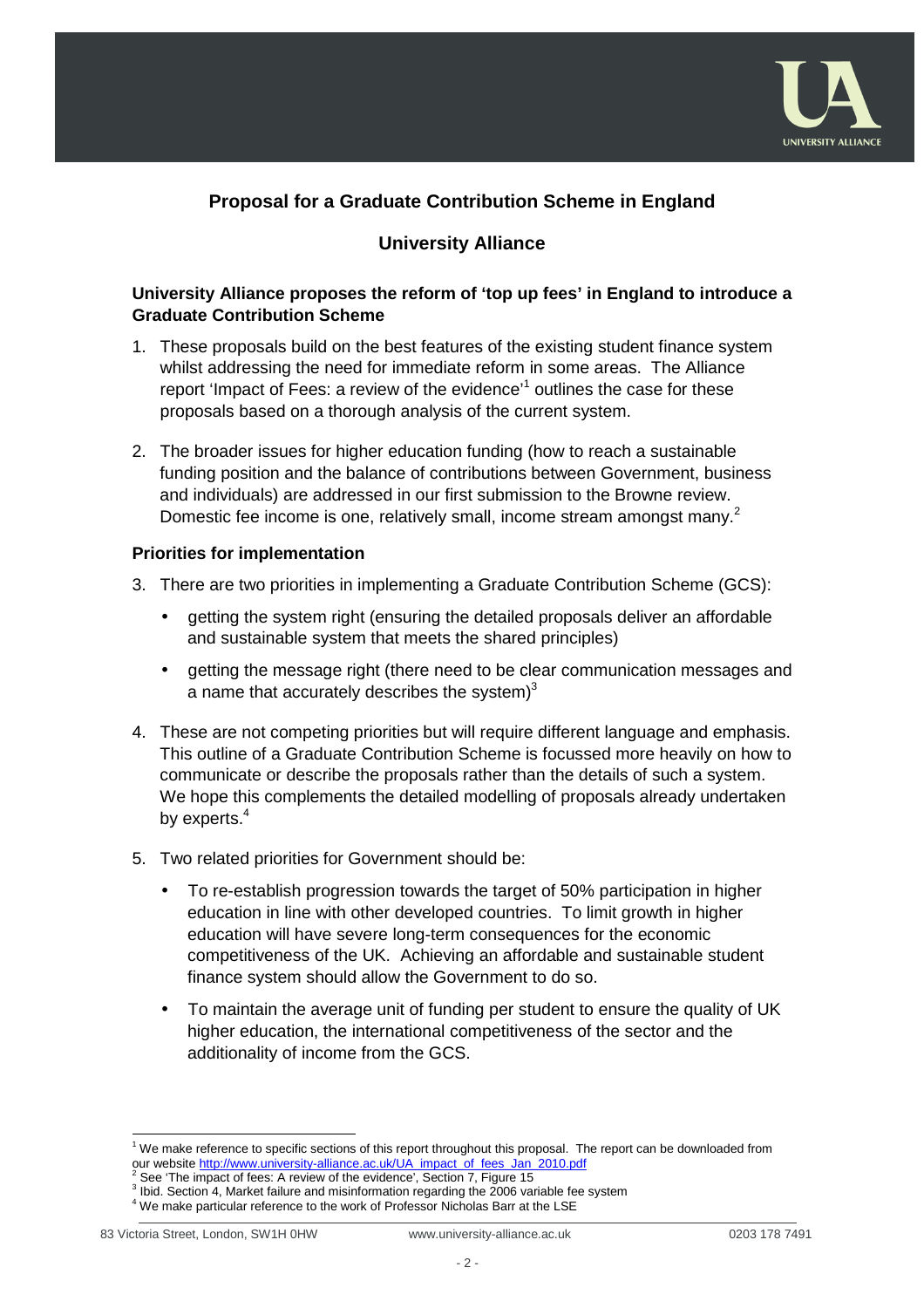## Proposal for a Graduate Contribution Scheme in England

### University Alliance

**University Alliance proposes the reform of 'top up fees' in England to introduce a Graduate Contribution Scheme**

1. These proposals build on the best features of the existing student finance system whilst addressing the need for immediate reform in some areas. The Alliance report 'Impact of Fees: a review of the evidence'[1] outlines the case for these proposals based on a thorough analysis of the current system.

2. The broader issues for higher education funding (how to reach a sustainable funding position and the balance of contributions between Government, business and individuals) are addressed in our first submission to the Browne review. Domestic fee income is one, relatively small, income stream amongst many.[2]

**Priorities for implementation**

3. There are two priorities in implementing a Graduate Contribution Scheme (GCS):

   - getting the system right (ensuring the detailed proposals deliver an affordable and sustainable system that meets the shared principles)
   - getting the message right (there need to be clear communication messages and a name that accurately describes the system)[3]

4. These are not competing priorities but will require different language and emphasis. This outline of a Graduate Contribution Scheme is focussed more heavily on how to communicate or describe the proposals rather than the details of such a system. We hope this complements the detailed modelling of proposals already undertaken by experts.[4]

5. Two related priorities for Government should be:

   - To re-establish progression towards the target of 50% participation in higher education in line with other developed countries. To limit growth in higher education will have severe long-term consequences for the economic competitiveness of the UK. Achieving an affordable and sustainable student finance system should allow the Government to do so.
   - To maintain the average unit of funding per student to ensure the quality of UK higher education, the international competitiveness of the sector and the additionality of income from the GCS.

---

[1] We make reference to specific sections of this report throughout this proposal. The report can be downloaded from our website http://www.university-alliance.ac.uk/UA_impact_of_fees_Jan_2010.pdf

[2] See 'The impact of fees: A review of the evidence', Section 7, Figure 15

[3] Ibid. Section 4, Market failure and misinformation regarding the 2006 variable fee system

[4] We make particular reference to the work of Professor Nicholas Barr at the LSE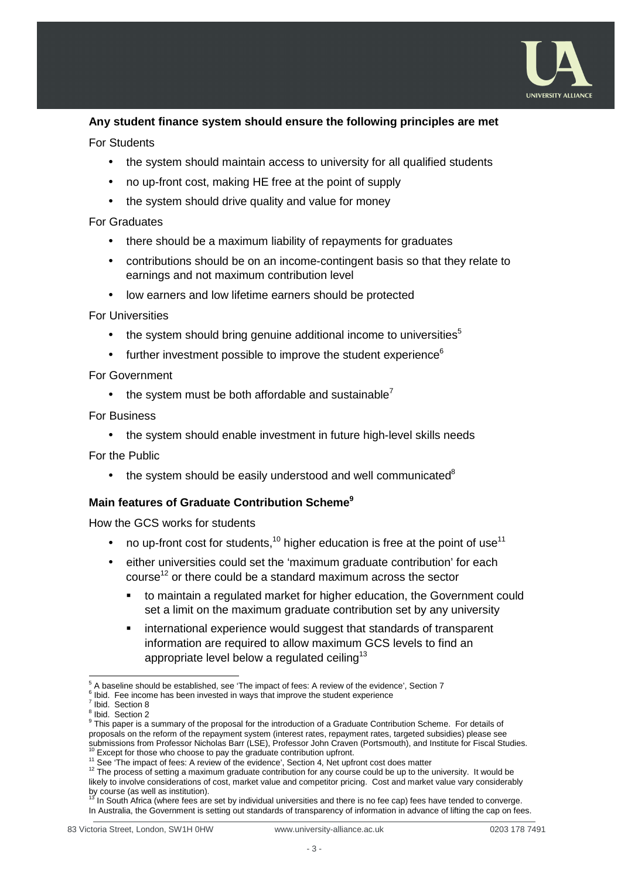**Any student finance system should ensure the following principles are met**

For Students

- the system should maintain access to university for all qualified students
- no up-front cost, making HE free at the point of supply
- the system should drive quality and value for money

For Graduates

- there should be a maximum liability of repayments for graduates
- contributions should be on an income-contingent basis so that they relate to earnings and not maximum contribution level
- low earners and low lifetime earners should be protected

For Universities

- the system should bring genuine additional income to universities[5]
- further investment possible to improve the student experience[6]

For Government

- the system must be both affordable and sustainable[7]

For Business

- the system should enable investment in future high-level skills needs

For the Public

- the system should be easily understood and well communicated[8]

## Main features of Graduate Contribution Scheme[9]

How the GCS works for students

- no up-front cost for students,[10] higher education is free at the point of use[11]
- either universities could set the 'maximum graduate contribution' for each course[12] or there could be a standard maximum across the sector
  - to maintain a regulated market for higher education, the Government could set a limit on the maximum graduate contribution set by any university
  - international experience would suggest that standards of transparent information are required to allow maximum GCS levels to find an appropriate level below a regulated ceiling[13]

---

[5] A baseline should be established, see 'The impact of fees: A review of the evidence', Section 7

[6] Ibid. Fee income has been invested in ways that improve the student experience

[7] Ibid. Section 8

[8] Ibid. Section 2

[9] This paper is a summary of the proposal for the introduction of a Graduate Contribution Scheme. For details of proposals on the reform of the repayment system (interest rates, repayment rates, targeted subsidies) please see submissions from Professor Nicholas Barr (LSE), Professor John Craven (Portsmouth), and Institute for Fiscal Studies.

[10] Except for those who choose to pay the graduate contribution upfront.

[11] See 'The impact of fees: A review of the evidence', Section 4, Net upfront cost does matter

[12] The process of setting a maximum graduate contribution for any course could be up to the university. It would be likely to involve considerations of cost, market value and competitor pricing. Cost and market value vary considerably by course (as well as institution).

[13] In South Africa (where fees are set by individual universities and there is no fee cap) fees have tended to converge. In Australia, the Government is setting out standards of transparency of information in advance of lifting the cap on fees.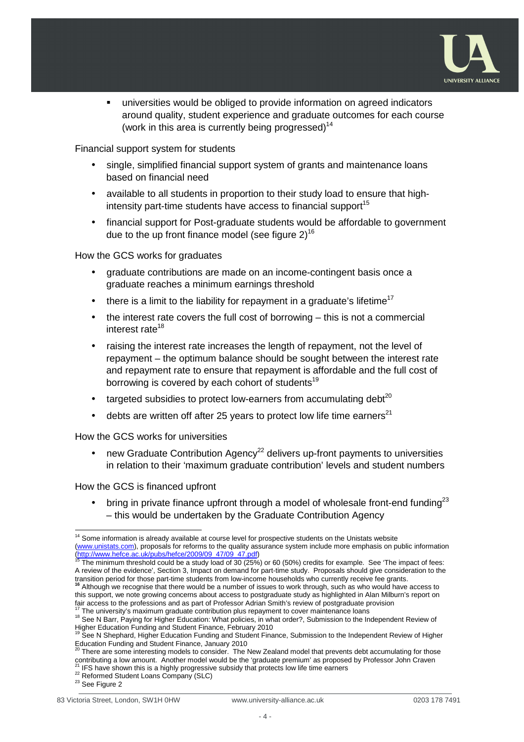- universities would be obliged to provide information on agreed indicators around quality, student experience and graduate outcomes for each course (work in this area is currently being progressed)[14]

Financial support system for students

- single, simplified financial support system of grants and maintenance loans based on financial need
- available to all students in proportion to their study load to ensure that high-intensity part-time students have access to financial support[15]
- financial support for Post-graduate students would be affordable to government due to the up front finance model (see figure 2)[16]

How the GCS works for graduates

- graduate contributions are made on an income-contingent basis once a graduate reaches a minimum earnings threshold
- there is a limit to the liability for repayment in a graduate's lifetime[17]
- the interest rate covers the full cost of borrowing – this is not a commercial interest rate[18]
- raising the interest rate increases the length of repayment, not the level of repayment – the optimum balance should be sought between the interest rate and repayment rate to ensure that repayment is affordable and the full cost of borrowing is covered by each cohort of students[19]
- targeted subsidies to protect low-earners from accumulating debt[20]
- debts are written off after 25 years to protect low life time earners[21]

How the GCS works for universities

- new Graduate Contribution Agency[22] delivers up-front payments to universities in relation to their 'maximum graduate contribution' levels and student numbers

How the GCS is financed upfront

- bring in private finance upfront through a model of wholesale front-end funding[23] – this would be undertaken by the Graduate Contribution Agency

---

[14] Some information is already available at course level for prospective students on the Unistats website (www.unistats.com), proposals for reforms to the quality assurance system include more emphasis on public information (http://www.hefce.ac.uk/pubs/hefce/2009/09_47/09_47.pdf)

[15] The minimum threshold could be a study load of 30 (25%) or 60 (50%) credits for example. See 'The impact of fees: A review of the evidence', Section 3, Impact on demand for part-time study. Proposals should give consideration to the transition period for those part-time students from low-income households who currently receive fee grants.

[16] Although we recognise that there would be a number of issues to work through, such as who would have access to this support, we note growing concerns about access to postgraduate study as highlighted in Alan Milburn's report on fair access to the professions and as part of Professor Adrian Smith's review of postgraduate provision

[17] The university's maximum graduate contribution plus repayment to cover maintenance loans

[18] See N Barr, Paying for Higher Education: What policies, in what order?, Submission to the Independent Review of Higher Education Funding and Student Finance, February 2010

[19] See N Shephard, Higher Education Funding and Student Finance, Submission to the Independent Review of Higher Education Funding and Student Finance, January 2010

[20] There are some interesting models to consider. The New Zealand model that prevents debt accumulating for those contributing a low amount. Another model would be the 'graduate premium' as proposed by Professor John Craven

[21] IFS have shown this is a highly progressive subsidy that protects low life time earners

[22] Reformed Student Loans Company (SLC)

[23] See Figure 2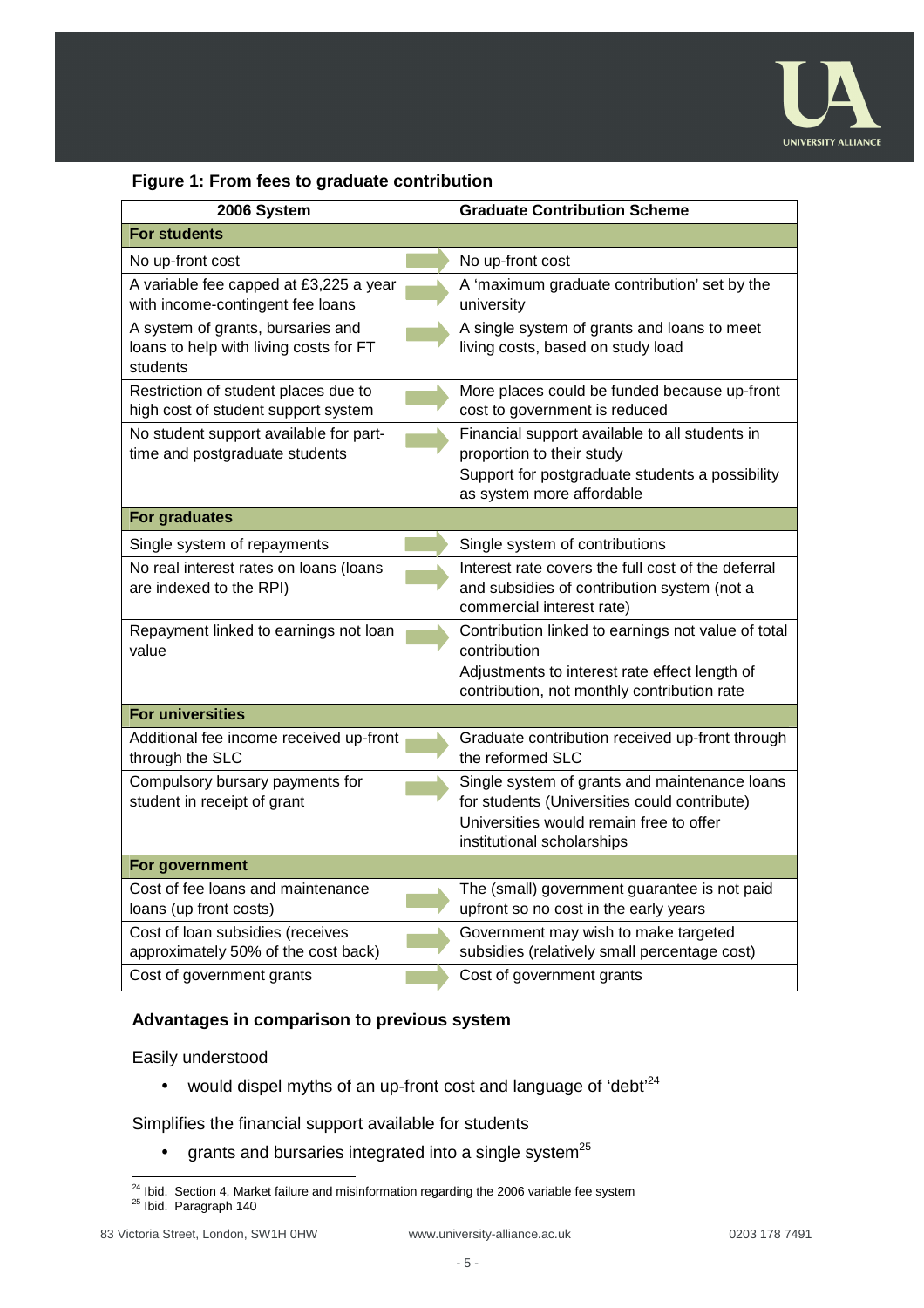**Figure 1: From fees to graduate contribution**

| 2006 System | Graduate Contribution Scheme |
|---|---|
| **For students** | |
| No up-front cost | No up-front cost |
| A variable fee capped at £3,225 a year with income-contingent fee loans | A 'maximum graduate contribution' set by the university |
| A system of grants, bursaries and loans to help with living costs for FT students | A single system of grants and loans to meet living costs, based on study load |
| Restriction of student places due to high cost of student support system | More places could be funded because up-front cost to government is reduced |
| No student support available for part-time and postgraduate students | Financial support available to all students in proportion to their study<br>Support for postgraduate students a possibility as system more affordable |
| **For graduates** | |
| Single system of repayments | Single system of contributions |
| No real interest rates on loans (loans are indexed to the RPI) | Interest rate covers the full cost of the deferral and subsidies of contribution system (not a commercial interest rate) |
| Repayment linked to earnings not loan value | Contribution linked to earnings not value of total contribution<br>Adjustments to interest rate effect length of contribution, not monthly contribution rate |
| **For universities** | |
| Additional fee income received up-front through the SLC | Graduate contribution received up-front through the reformed SLC |
| Compulsory bursary payments for student in receipt of grant | Single system of grants and maintenance loans for students (Universities could contribute)<br>Universities would remain free to offer institutional scholarships |
| **For government** | |
| Cost of fee loans and maintenance loans (up front costs) | The (small) government guarantee is not paid upfront so no cost in the early years |
| Cost of loan subsidies (receives approximately 50% of the cost back) | Government may wish to make targeted subsidies (relatively small percentage cost) |
| Cost of government grants | Cost of government grants |

### Advantages in comparison to previous system

Easily understood

- would dispel myths of an up-front cost and language of 'debt'[24]

Simplifies the financial support available for students

- grants and bursaries integrated into a single system[25]

---

[24] Ibid. Section 4, Market failure and misinformation regarding the 2006 variable fee system
[25] Ibid. Paragraph 140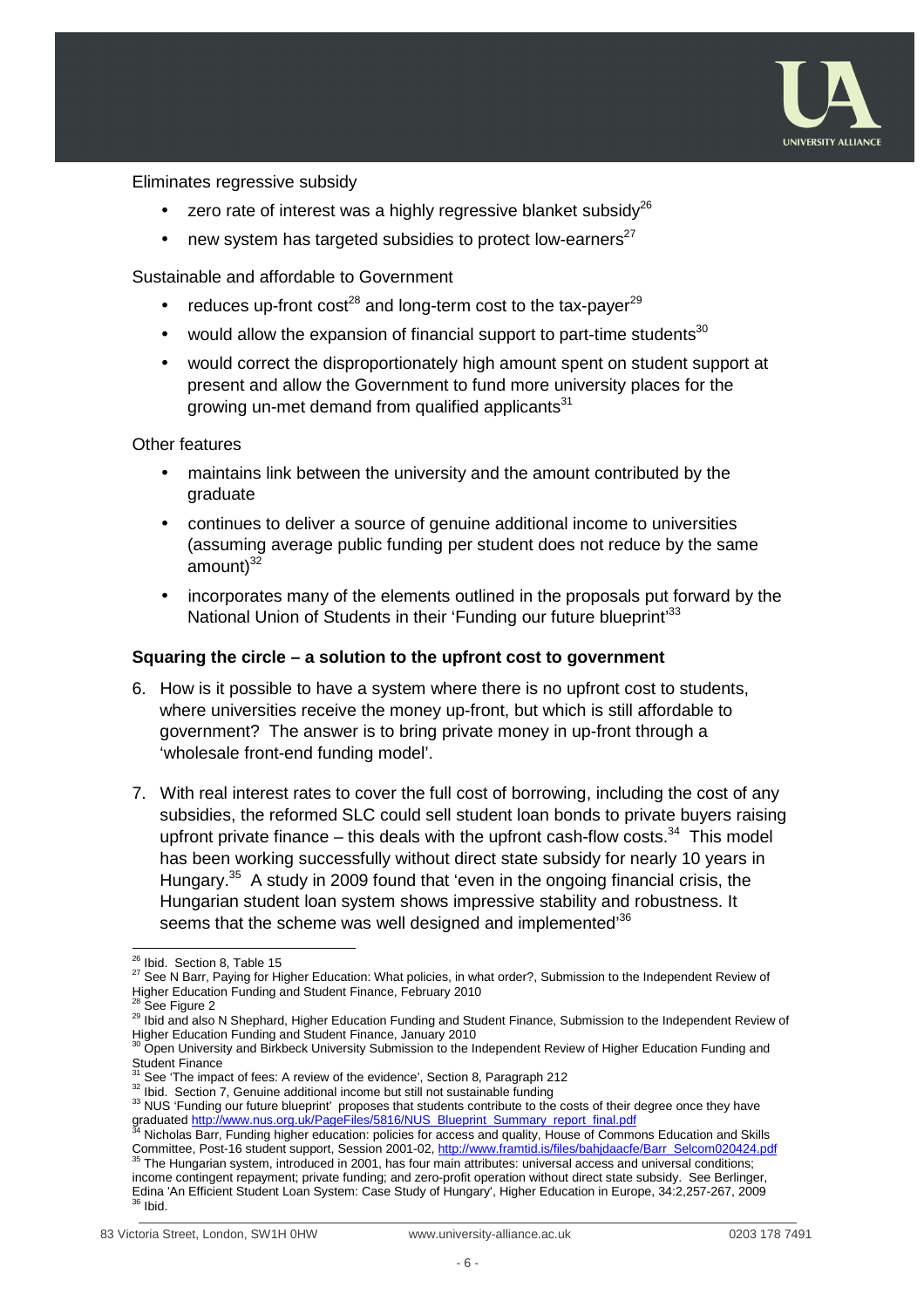Eliminates regressive subsidy

- zero rate of interest was a highly regressive blanket subsidy[26]
- new system has targeted subsidies to protect low-earners[27]

Sustainable and affordable to Government

- reduces up-front cost[28] and long-term cost to the tax-payer[29]
- would allow the expansion of financial support to part-time students[30]
- would correct the disproportionately high amount spent on student support at present and allow the Government to fund more university places for the growing un-met demand from qualified applicants[31]

Other features

- maintains link between the university and the amount contributed by the graduate
- continues to deliver a source of genuine additional income to universities (assuming average public funding per student does not reduce by the same amount)[32]
- incorporates many of the elements outlined in the proposals put forward by the National Union of Students in their 'Funding our future blueprint'[33]

**Squaring the circle – a solution to the upfront cost to government**

6. How is it possible to have a system where there is no upfront cost to students, where universities receive the money up-front, but which is still affordable to government? The answer is to bring private money in up-front through a 'wholesale front-end funding model'.

7. With real interest rates to cover the full cost of borrowing, including the cost of any subsidies, the reformed SLC could sell student loan bonds to private buyers raising upfront private finance – this deals with the upfront cash-flow costs.[34] This model has been working successfully without direct state subsidy for nearly 10 years in Hungary.[35] A study in 2009 found that 'even in the ongoing financial crisis, the Hungarian student loan system shows impressive stability and robustness. It seems that the scheme was well designed and implemented'[36]

---

[26] Ibid. Section 8, Table 15

[27] See N Barr, Paying for Higher Education: What policies, in what order?, Submission to the Independent Review of Higher Education Funding and Student Finance, February 2010

[28] See Figure 2

[29] Ibid and also N Shephard, Higher Education Funding and Student Finance, Submission to the Independent Review of Higher Education Funding and Student Finance, January 2010

[30] Open University and Birkbeck University Submission to the Independent Review of Higher Education Funding and Student Finance

[31] See 'The impact of fees: A review of the evidence', Section 8, Paragraph 212

[32] Ibid. Section 7, Genuine additional income but still not sustainable funding

[33] NUS 'Funding our future blueprint' proposes that students contribute to the costs of their degree once they have graduated http://www.nus.org.uk/PageFiles/5816/NUS_Blueprint_Summary_report_final.pdf

[34] Nicholas Barr, Funding higher education: policies for access and quality, House of Commons Education and Skills Committee, Post-16 student support, Session 2001-02, http://www.framtid.is/files/bahjdaacfe/Barr_Selcom020424.pdf

[35] The Hungarian system, introduced in 2001, has four main attributes: universal access and universal conditions; income contingent repayment; private funding; and zero-profit operation without direct state subsidy. See Berlinger, Edina 'An Efficient Student Loan System: Case Study of Hungary', Higher Education in Europe, 34:2,257-267, 2009

[36] Ibid.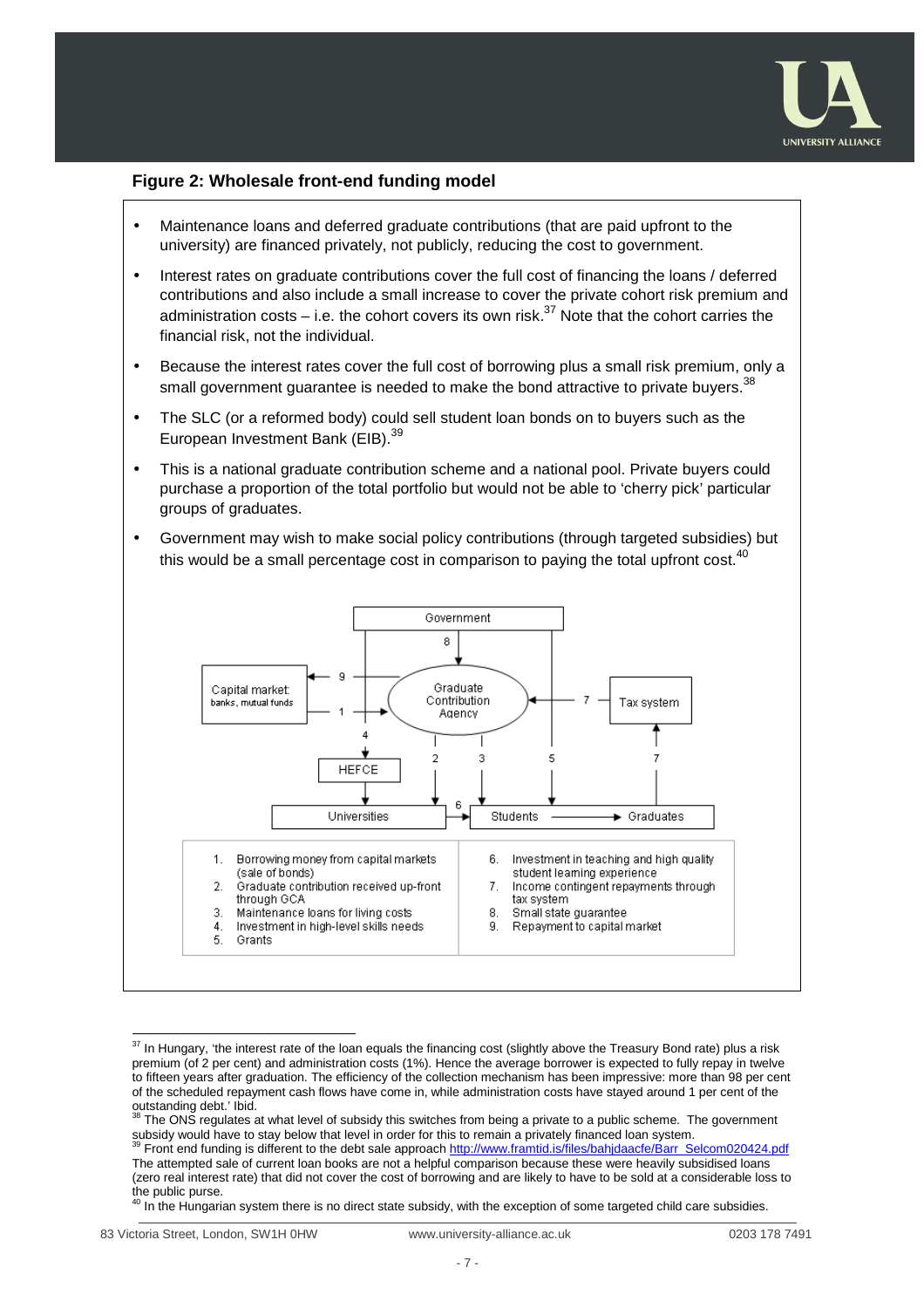**Figure 2: Wholesale front-end funding model**

- Maintenance loans and deferred graduate contributions (that are paid upfront to the university) are financed privately, not publicly, reducing the cost to government.
- Interest rates on graduate contributions cover the full cost of financing the loans / deferred contributions and also include a small increase to cover the private cohort risk premium and administration costs – i.e. the cohort covers its own risk.[37] Note that the cohort carries the financial risk, not the individual.
- Because the interest rates cover the full cost of borrowing plus a small risk premium, only a small government guarantee is needed to make the bond attractive to private buyers.[38]
- The SLC (or a reformed body) could sell student loan bonds on to buyers such as the European Investment Bank (EIB).[39]
- This is a national graduate contribution scheme and a national pool. Private buyers could purchase a proportion of the total portfolio but would not be able to 'cherry pick' particular groups of graduates.
- Government may wish to make social policy contributions (through targeted subsidies) but this would be a small percentage cost in comparison to paying the total upfront cost.[40]

Government; Graduate Contribution Agency; Capital market: banks, mutual funds; Tax system; HEFCE; Universities; Students; Graduates

| | |
|---|---|
| 1. Borrowing money from capital markets (sale of bonds) | 6. Investment in teaching and high quality student learning experience |
| 2. Graduate contribution received up-front through GCA | 7. Income contingent repayments through tax system |
| 3. Maintenance loans for living costs | 8. Small state guarantee |
| 4. Investment in high-level skills needs | 9. Repayment to capital market |
| 5. Grants | |

---

[37] In Hungary, 'the interest rate of the loan equals the financing cost (slightly above the Treasury Bond rate) plus a risk premium (of 2 per cent) and administration costs (1%). Hence the average borrower is expected to fully repay in twelve to fifteen years after graduation. The efficiency of the collection mechanism has been impressive: more than 98 per cent of the scheduled repayment cash flows have come in, while administration costs have stayed around 1 per cent of the outstanding debt.' Ibid.

[38] The ONS regulates at what level of subsidy this switches from being a private to a public scheme. The government subsidy would have to stay below that level in order for this to remain a privately financed loan system.

[39] Front end funding is different to the debt sale approach http://www.framtid.is/files/bahjdaacfe/Barr_Selcom020424.pdf The attempted sale of current loan books are not a helpful comparison because these were heavily subsidised loans (zero real interest rate) that did not cover the cost of borrowing and are likely to have to be sold at a considerable loss to the public purse.

[40] In the Hungarian system there is no direct state subsidy, with the exception of some targeted child care subsidies.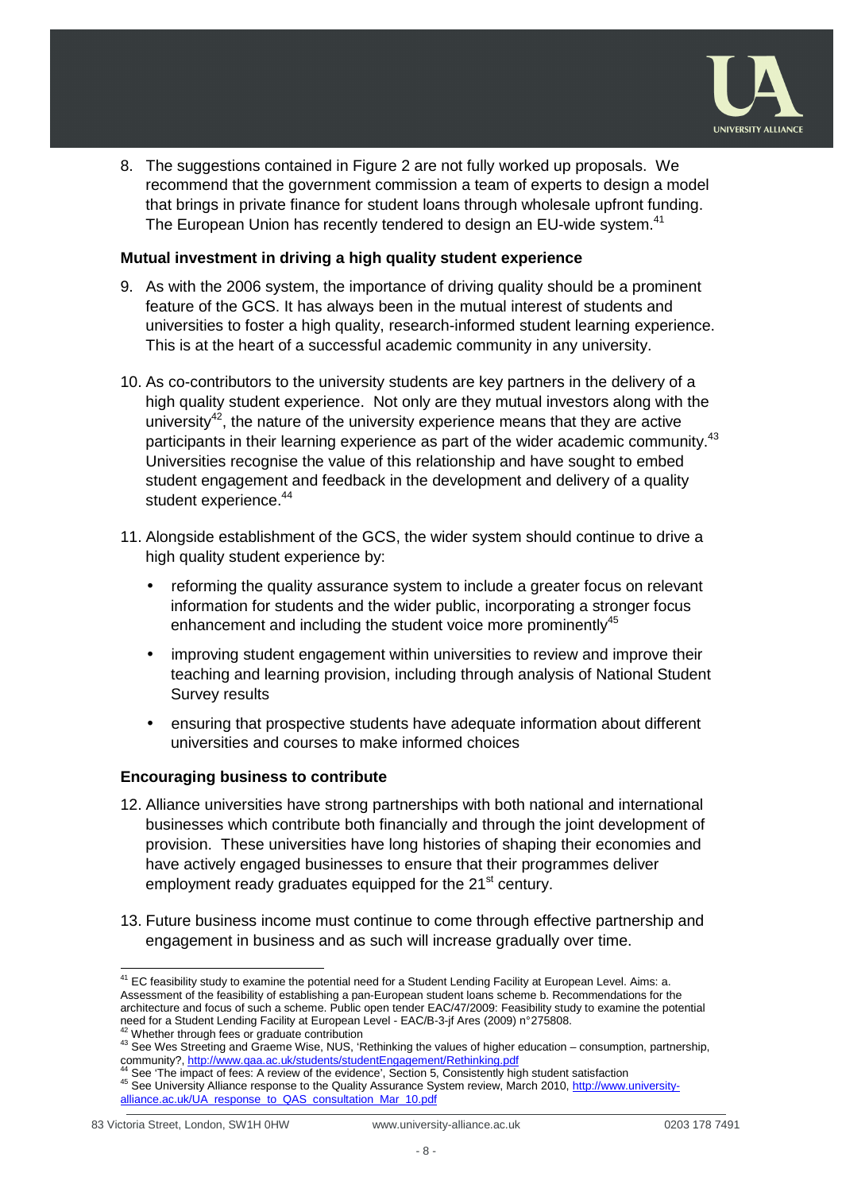8. The suggestions contained in Figure 2 are not fully worked up proposals. We recommend that the government commission a team of experts to design a model that brings in private finance for student loans through wholesale upfront funding. The European Union has recently tendered to design an EU-wide system.[41]

### Mutual investment in driving a high quality student experience

9. As with the 2006 system, the importance of driving quality should be a prominent feature of the GCS. It has always been in the mutual interest of students and universities to foster a high quality, research-informed student learning experience. This is at the heart of a successful academic community in any university.

10. As co-contributors to the university students are key partners in the delivery of a high quality student experience. Not only are they mutual investors along with the university[42], the nature of the university experience means that they are active participants in their learning experience as part of the wider academic community.[43] Universities recognise the value of this relationship and have sought to embed student engagement and feedback in the development and delivery of a quality student experience.[44]

11. Alongside establishment of the GCS, the wider system should continue to drive a high quality student experience by:
    - reforming the quality assurance system to include a greater focus on relevant information for students and the wider public, incorporating a stronger focus enhancement and including the student voice more prominently[45]
    - improving student engagement within universities to review and improve their teaching and learning provision, including through analysis of National Student Survey results
    - ensuring that prospective students have adequate information about different universities and courses to make informed choices

### Encouraging business to contribute

12. Alliance universities have strong partnerships with both national and international businesses which contribute both financially and through the joint development of provision. These universities have long histories of shaping their economies and have actively engaged businesses to ensure that their programmes deliver employment ready graduates equipped for the 21st century.

13. Future business income must continue to come through effective partnership and engagement in business and as such will increase gradually over time.

---

[41] EC feasibility study to examine the potential need for a Student Lending Facility at European Level. Aims: a. Assessment of the feasibility of establishing a pan-European student loans scheme b. Recommendations for the architecture and focus of such a scheme. Public open tender EAC/47/2009: Feasibility study to examine the potential need for a Student Lending Facility at European Level - EAC/B-3-jf Ares (2009) n°275808.

[42] Whether through fees or graduate contribution

[43] See Wes Streeting and Graeme Wise, NUS, 'Rethinking the values of higher education – consumption, partnership, community?, http://www.qaa.ac.uk/students/studentEngagement/Rethinking.pdf

[44] See 'The impact of fees: A review of the evidence', Section 5, Consistently high student satisfaction

[45] See University Alliance response to the Quality Assurance System review, March 2010, http://www.university-alliance.ac.uk/UA_response_to_QAS_consultation_Mar_10.pdf